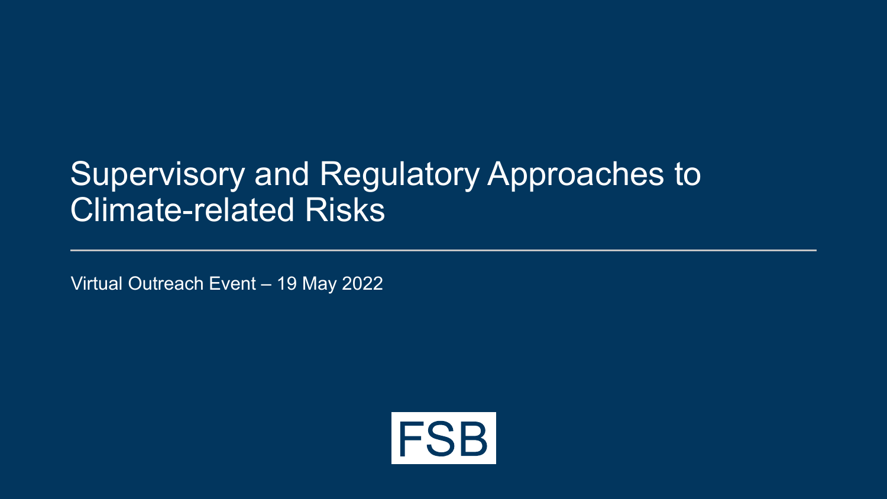# Supervisory and Regulatory Approaches to Climate-related Risks

Virtual Outreach Event – 19 May 2022

FSB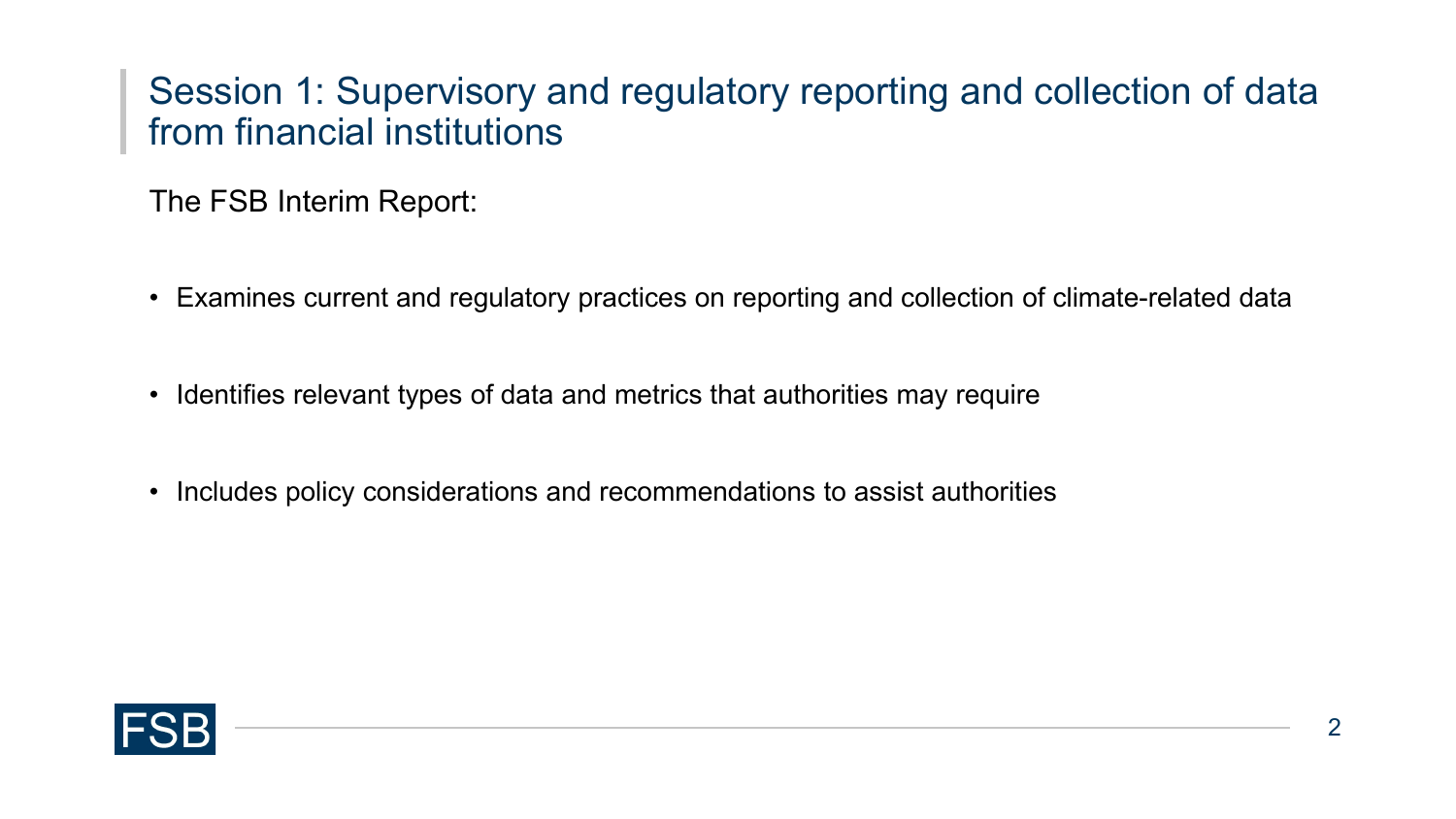## Session 1: Supervisory and regulatory reporting and collection of data from financial institutions

The FSB Interim Report:

- Examines current and regulatory practices on reporting and collection of climate-related data
- Identifies relevant types of data and metrics that authorities may require
- Includes policy considerations and recommendations to assist authorities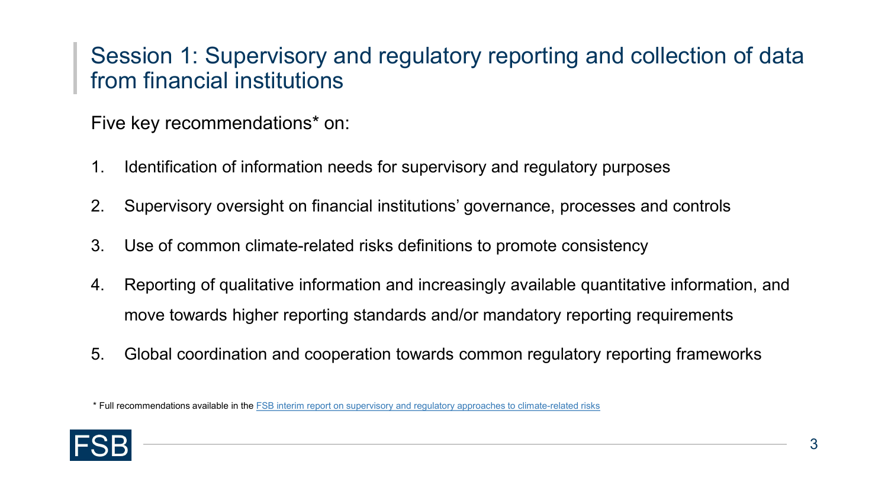# Session 1: Supervisory and regulatory reporting and collection of data from financial institutions

Five key recommendations* on:

1. Identification of information needs for supervisory and regulatory purposes
2. Supervisory oversight on financial institutions' governance, processes and controls
3. Use of common climate-related risks definitions to promote consistency
4. Reporting of qualitative information and increasingly available quantitative information, and move towards higher reporting standards and/or mandatory reporting requirements
5. Global coordination and cooperation towards common regulatory reporting frameworks

* Full recommendations available in the FSB interim report on supervisory and regulatory approaches to climate-related risks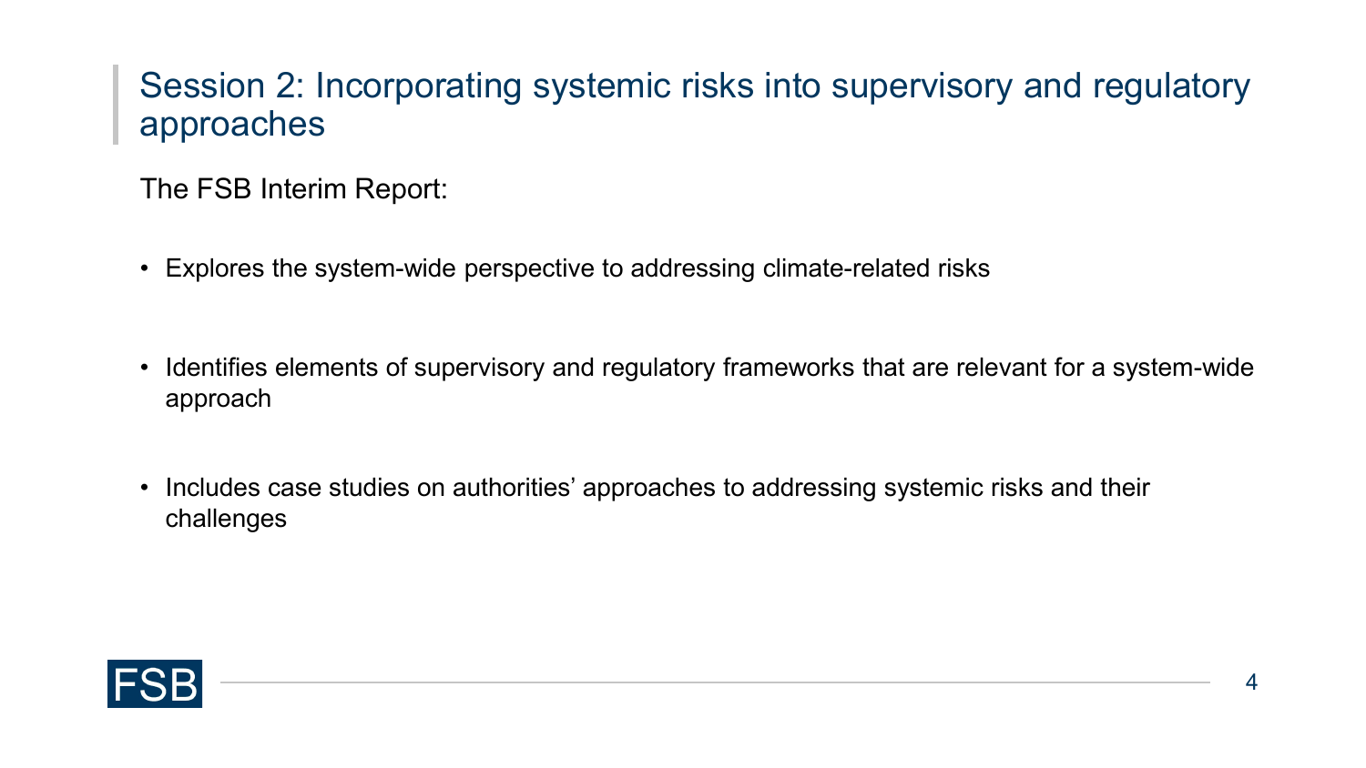## Session 2: Incorporating systemic risks into supervisory and regulatory approaches

The FSB Interim Report:

- Explores the system-wide perspective to addressing climate-related risks
- Identifies elements of supervisory and regulatory frameworks that are relevant for a system-wide approach
- Includes case studies on authorities' approaches to addressing systemic risks and their challenges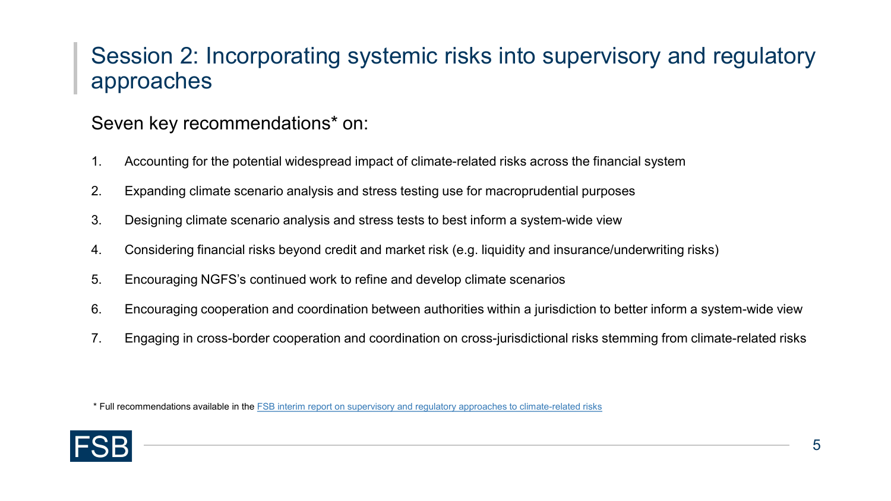# Session 2: Incorporating systemic risks into supervisory and regulatory approaches

Seven key recommendations* on:

1. Accounting for the potential widespread impact of climate-related risks across the financial system
2. Expanding climate scenario analysis and stress testing use for macroprudential purposes
3. Designing climate scenario analysis and stress tests to best inform a system-wide view
4. Considering financial risks beyond credit and market risk (e.g. liquidity and insurance/underwriting risks)
5. Encouraging NGFS's continued work to refine and develop climate scenarios
6. Encouraging cooperation and coordination between authorities within a jurisdiction to better inform a system-wide view
7. Engaging in cross-border cooperation and coordination on cross-jurisdictional risks stemming from climate-related risks

* Full recommendations available in the FSB interim report on supervisory and regulatory approaches to climate-related risks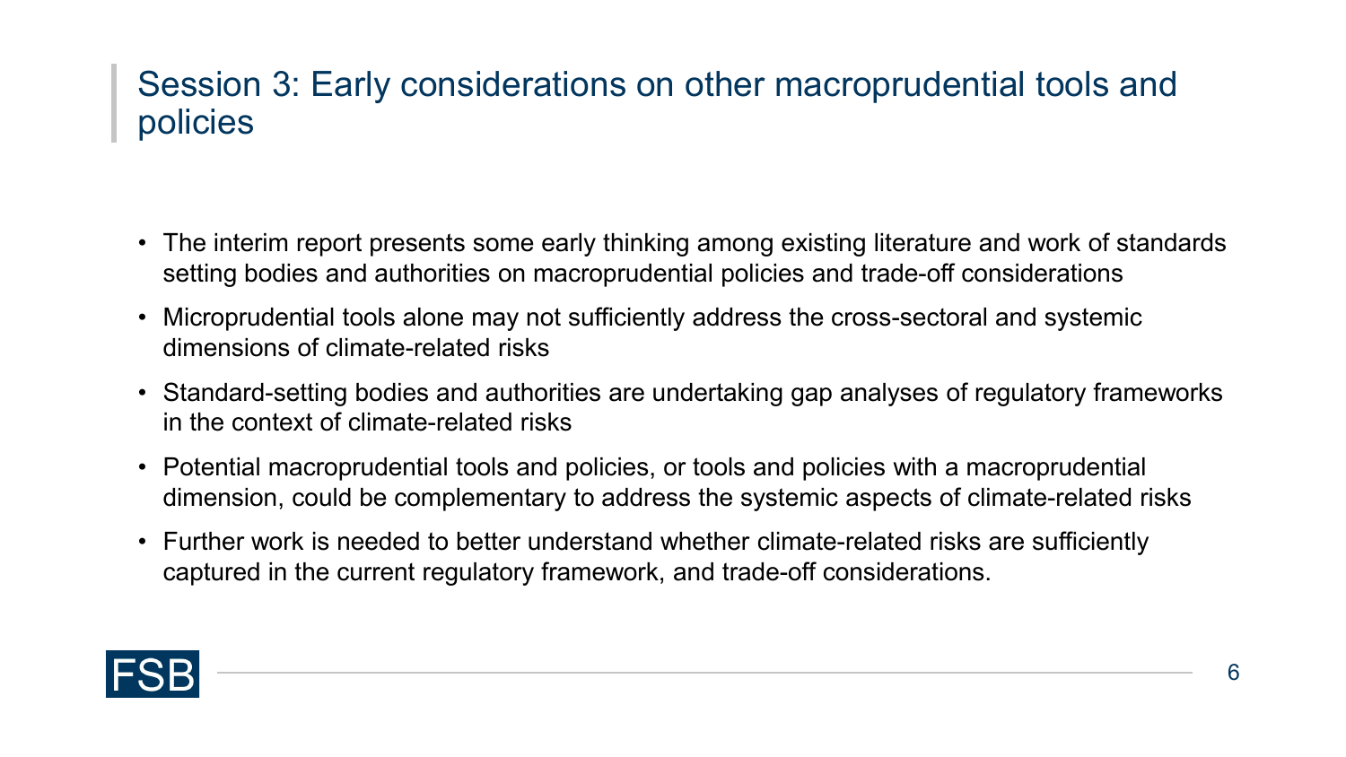# Session 3: Early considerations on other macroprudential tools and policies

- The interim report presents some early thinking among existing literature and work of standards setting bodies and authorities on macroprudential policies and trade-off considerations
- Microprudential tools alone may not sufficiently address the cross-sectoral and systemic dimensions of climate-related risks
- Standard-setting bodies and authorities are undertaking gap analyses of regulatory frameworks in the context of climate-related risks
- Potential macroprudential tools and policies, or tools and policies with a macroprudential dimension, could be complementary to address the systemic aspects of climate-related risks
- Further work is needed to better understand whether climate-related risks are sufficiently captured in the current regulatory framework, and trade-off considerations.